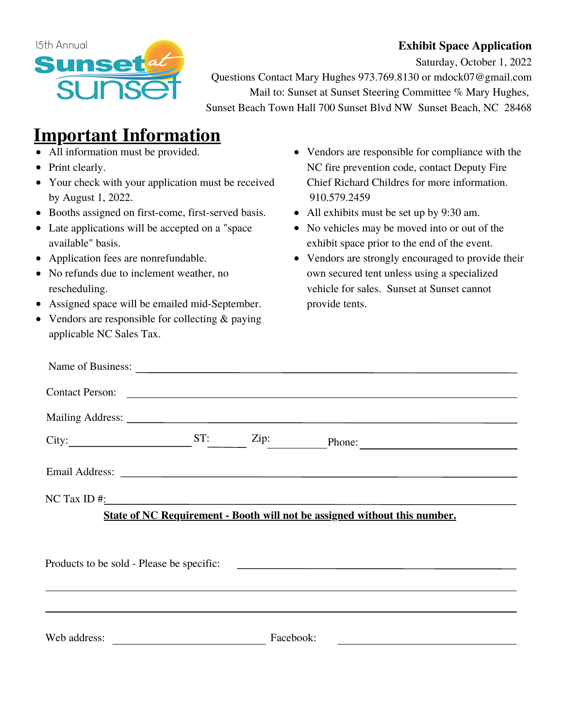15th Annual Sunset at Sunset

**Exhibit Space Application**

Saturday, October 1, 2022

Questions Contact Mary Hughes 973.769.8130 or mdock07@gmail.com

Mail to: Sunset at Sunset Steering Committee ℅ Mary Hughes, Sunset Beach Town Hall 700 Sunset Blvd NW Sunset Beach, NC 28468

# Important Information

- All information must be provided.
- Print clearly.
- Your check with your application must be received by August 1, 2022.
- Booths assigned on first-come, first-served basis.
- Late applications will be accepted on a "space available" basis.
- Application fees are nonrefundable.
- No refunds due to inclement weather, no rescheduling.
- Assigned space will be emailed mid-September.
- Vendors are responsible for collecting & paying applicable NC Sales Tax.
- Vendors are responsible for compliance with the NC fire prevention code, contact Deputy Fire Chief Richard Childres for more information. 910.579.2459
- All exhibits must be set up by 9:30 am.
- No vehicles may be moved into or out of the exhibit space prior to the end of the event.
- Vendors are strongly encouraged to provide their own secured tent unless using a specialized vehicle for sales. Sunset at Sunset cannot provide tents.

Name of Business: ______________________________

Contact Person: ______________________________

Mailing Address: ______________________________

City: ______________ ST: ______ Zip: ________ Phone: ______________

Email Address: ______________________________

NC Tax ID #: ______________________________

**State of NC Requirement - Booth will not be assigned without this number.**

Products to be sold - Please be specific: ______________________________

______________________________

______________________________

Web address: ______________ Facebook: ______________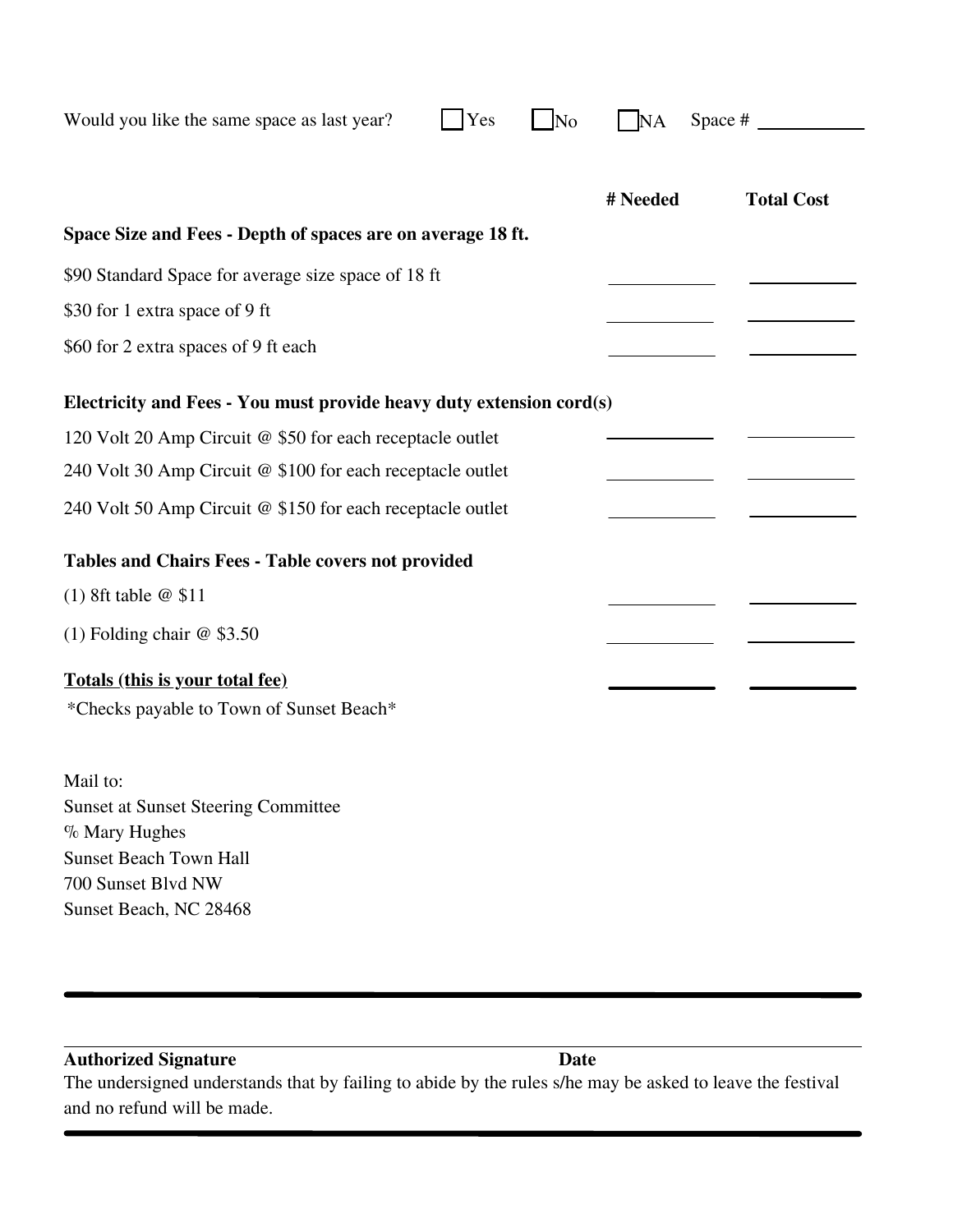Would you like the same space as last year? ☐ Yes ☐ No ☐ NA Space # ___________

| | # Needed | Total Cost |
|---|---|---|
| **Space Size and Fees - Depth of spaces are on average 18 ft.** | | |
| $90 Standard Space for average size space of 18 ft | | |
| $30 for 1 extra space of 9 ft | | |
| $60 for 2 extra spaces of 9 ft each | | |
| **Electricity and Fees - You must provide heavy duty extension cord(s)** | | |
| 120 Volt 20 Amp Circuit @ $50 for each receptacle outlet | | |
| 240 Volt 30 Amp Circuit @ $100 for each receptacle outlet | | |
| 240 Volt 50 Amp Circuit @ $150 for each receptacle outlet | | |
| **Tables and Chairs Fees - Table covers not provided** | | |
| (1) 8ft table @ $11 | | |
| (1) Folding chair @ $3.50 | | |
| **Totals (this is your total fee)** | | |

*Checks payable to Town of Sunset Beach*

Mail to:
Sunset at Sunset Steering Committee
℅ Mary Hughes
Sunset Beach Town Hall
700 Sunset Blvd NW
Sunset Beach, NC 28468

---

**Authorized Signature** **Date**

The undersigned understands that by failing to abide by the rules s/he may be asked to leave the festival and no refund will be made.